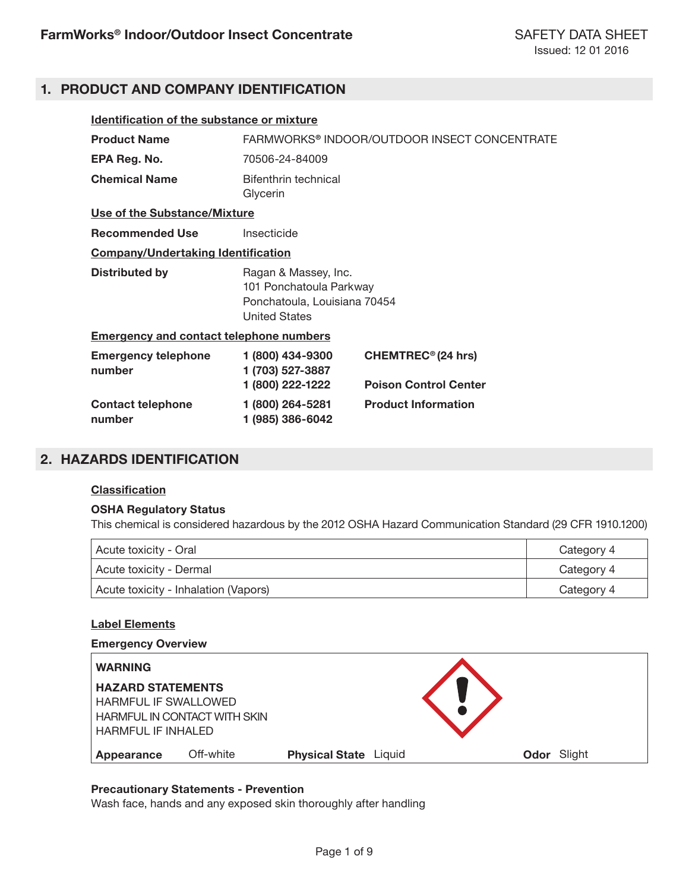# FarmWorks® Indoor/Outdoor Insect Concentrate

SAFETY DATA SHEET
Issued: 12 01 2016

## 1. PRODUCT AND COMPANY IDENTIFICATION

### Identification of the substance or mixture

**Product Name** FARMWORKS® INDOOR/OUTDOOR INSECT CONCENTRATE

**EPA Reg. No.** 70506-24-84009

**Chemical Name** Bifenthrin technical
Glycerin

### Use of the Substance/Mixture

**Recommended Use** Insecticide

### Company/Undertaking Identification

**Distributed by** Ragan & Massey, Inc.
101 Ponchatoula Parkway
Ponchatoula, Louisiana 70454
United States

### Emergency and contact telephone numbers

| | | |
|---|---|---|
| **Emergency telephone number** | **1 (800) 434-9300**<br>**1 (703) 527-3887** | **CHEMTREC® (24 hrs)** |
| | **1 (800) 222-1222** | **Poison Control Center** |
| **Contact telephone number** | **1 (800) 264-5281**<br>**1 (985) 386-6042** | **Product Information** |

## 2. HAZARDS IDENTIFICATION

### Classification

**OSHA Regulatory Status**
This chemical is considered hazardous by the 2012 OSHA Hazard Communication Standard (29 CFR 1910.1200)

| Hazard | Category |
|---|---|
| Acute toxicity - Oral | Category 4 |
| Acute toxicity - Dermal | Category 4 |
| Acute toxicity - Inhalation (Vapors) | Category 4 |

### Label Elements

**Emergency Overview**

**WARNING**

**HAZARD STATEMENTS**
HARMFUL IF SWALLOWED
HARMFUL IN CONTACT WITH SKIN
HARMFUL IF INHALED

**Appearance** Off-white **Physical State** Liquid **Odor** Slight

**Precautionary Statements - Prevention**
Wash face, hands and any exposed skin thoroughly after handling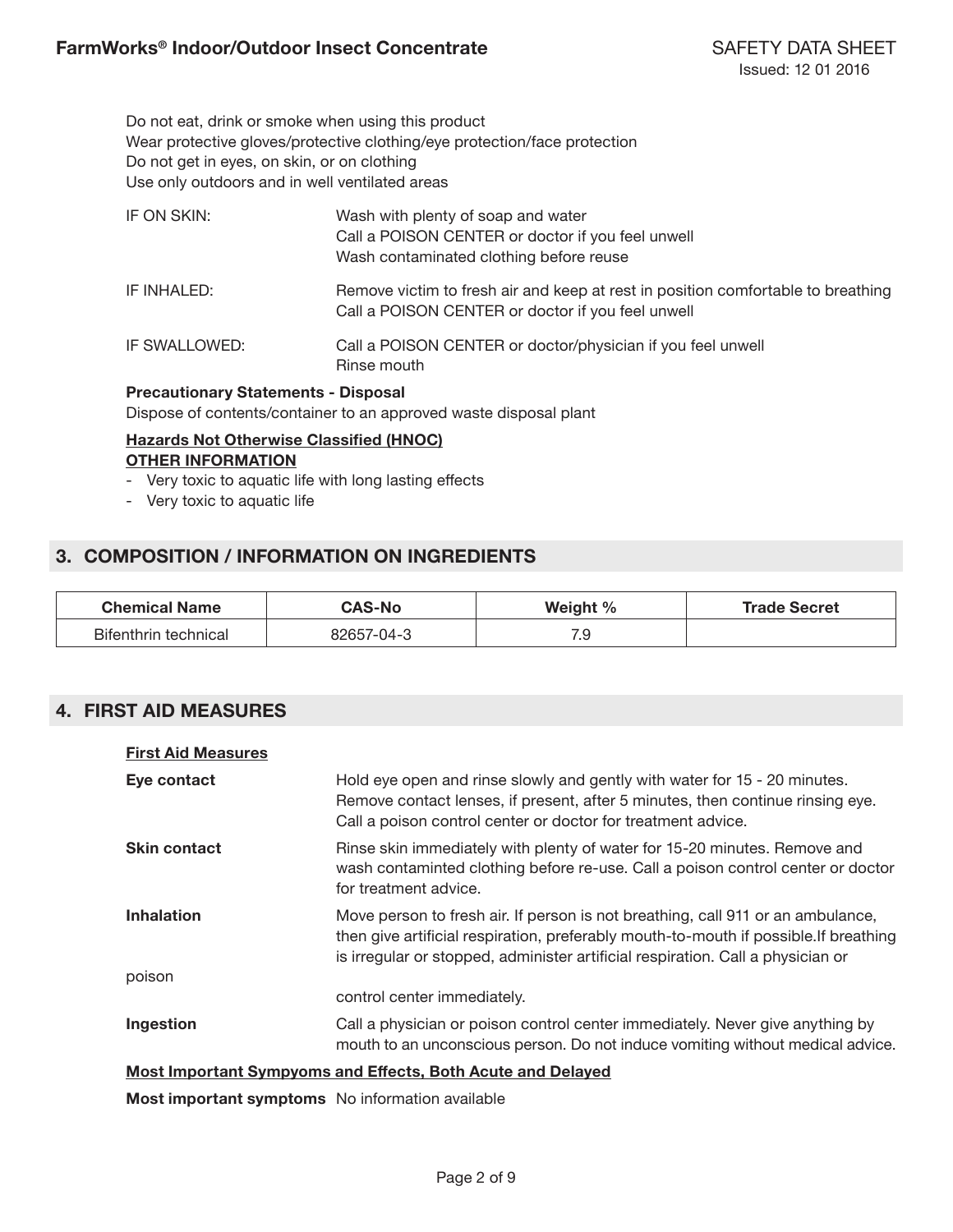Do not eat, drink or smoke when using this product
Wear protective gloves/protective clothing/eye protection/face protection
Do not get in eyes, on skin, or on clothing
Use only outdoors and in well ventilated areas

| | |
|---|---|
| IF ON SKIN: | Wash with plenty of soap and water<br>Call a POISON CENTER or doctor if you feel unwell<br>Wash contaminated clothing before reuse |
| IF INHALED: | Remove victim to fresh air and keep at rest in position comfortable to breathing<br>Call a POISON CENTER or doctor if you feel unwell |
| IF SWALLOWED: | Call a POISON CENTER or doctor/physician if you feel unwell<br>Rinse mouth |

**Precautionary Statements - Disposal**
Dispose of contents/container to an approved waste disposal plant

**Hazards Not Otherwise Classified (HNOC)**
**OTHER INFORMATION**

- Very toxic to aquatic life with long lasting effects
- Very toxic to aquatic life

## 3. COMPOSITION / INFORMATION ON INGREDIENTS

| Chemical Name | CAS-No | Weight % | Trade Secret |
|---|---|---|---|
| Bifenthrin technical | 82657-04-3 | 7.9 | |

## 4. FIRST AID MEASURES

**First Aid Measures**

**Eye contact**
Hold eye open and rinse slowly and gently with water for 15 - 20 minutes. Remove contact lenses, if present, after 5 minutes, then continue rinsing eye. Call a poison control center or doctor for treatment advice.

**Skin contact**
Rinse skin immediately with plenty of water for 15-20 minutes. Remove and wash contaminted clothing before re-use. Call a poison control center or doctor for treatment advice.

**Inhalation**
Move person to fresh air. If person is not breathing, call 911 or an ambulance, then give artificial respiration, preferably mouth-to-mouth if possible.If breathing is irregular or stopped, administer artificial respiration. Call a physician or poison control center immediately.

**Ingestion**
Call a physician or poison control center immediately. Never give anything by mouth to an unconscious person. Do not induce vomiting without medical advice.

**Most Important Sympyoms and Effects, Both Acute and Delayed**

**Most important symptoms** No information available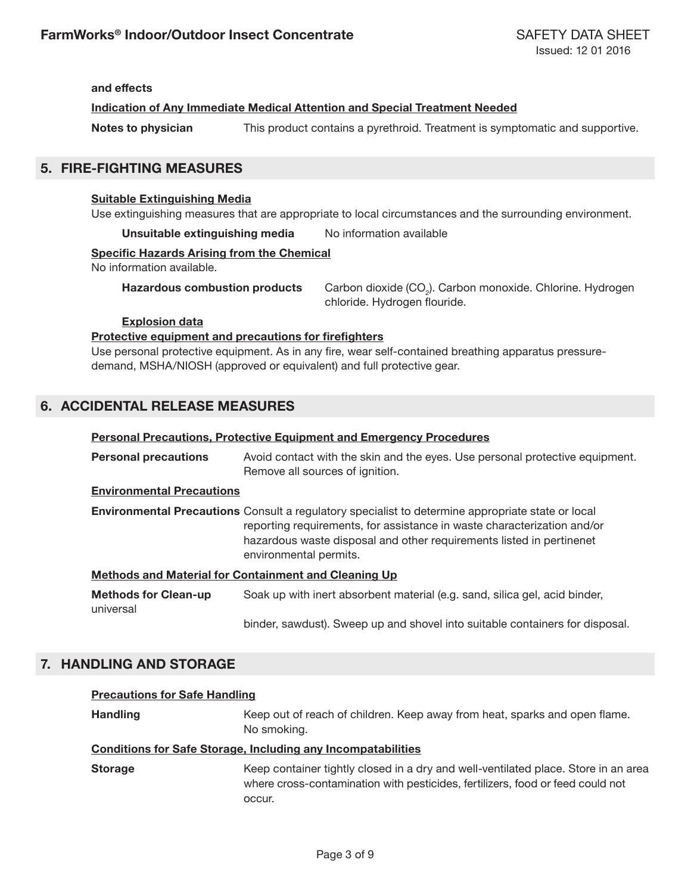**and effects**

**Indication of Any Immediate Medical Attention and Special Treatment Needed**

**Notes to physician** This product contains a pyrethroid. Treatment is symptomatic and supportive.

## 5. FIRE-FIGHTING MEASURES

**Suitable Extinguishing Media**

Use extinguishing measures that are appropriate to local circumstances and the surrounding environment.

**Unsuitable extinguishing media** No information available

**Specific Hazards Arising from the Chemical**

No information available.

**Hazardous combustion products** Carbon dioxide ($CO_2$). Carbon monoxide. Chlorine. Hydrogen chloride. Hydrogen flouride.

**Explosion data**

**Protective equipment and precautions for firefighters**

Use personal protective equipment. As in any fire, wear self-contained breathing apparatus pressure-demand, MSHA/NIOSH (approved or equivalent) and full protective gear.

## 6. ACCIDENTAL RELEASE MEASURES

**Personal Precautions, Protective Equipment and Emergency Procedures**

**Personal precautions** Avoid contact with the skin and the eyes. Use personal protective equipment. Remove all sources of ignition.

**Environmental Precautions**

**Environmental Precautions** Consult a regulatory specialist to determine appropriate state or local reporting requirements, for assistance in waste characterization and/or hazardous waste disposal and other requirements listed in pertinenet environmental permits.

**Methods and Material for Containment and Cleaning Up**

**Methods for Clean-up** Soak up with inert absorbent material (e.g. sand, silica gel, acid binder, universal binder, sawdust). Sweep up and shovel into suitable containers for disposal.

## 7. HANDLING AND STORAGE

**Precautions for Safe Handling**

**Handling** Keep out of reach of children. Keep away from heat, sparks and open flame. No smoking.

**Conditions for Safe Storage, Including any Incompatabilities**

**Storage** Keep container tightly closed in a dry and well-ventilated place. Store in an area where cross-contamination with pesticides, fertilizers, food or feed could not occur.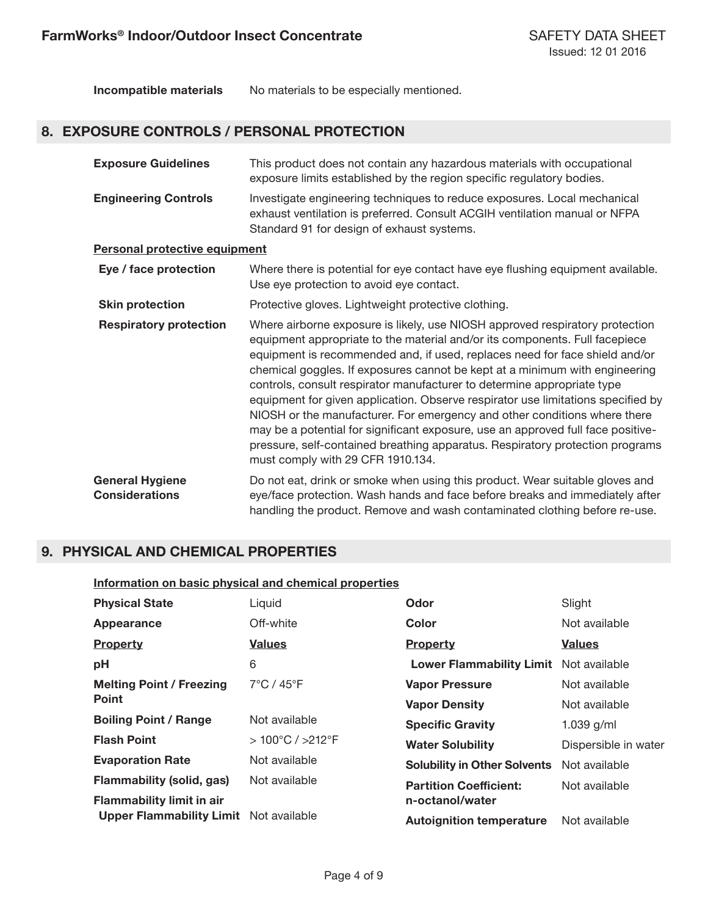**Incompatible materials** No materials to be especially mentioned.

## 8. EXPOSURE CONTROLS / PERSONAL PROTECTION

**Exposure Guidelines** This product does not contain any hazardous materials with occupational exposure limits established by the region specific regulatory bodies.

**Engineering Controls** Investigate engineering techniques to reduce exposures. Local mechanical exhaust ventilation is preferred. Consult ACGIH ventilation manual or NFPA Standard 91 for design of exhaust systems.

**Personal protective equipment**

**Eye / face protection** Where there is potential for eye contact have eye flushing equipment available. Use eye protection to avoid eye contact.

**Skin protection** Protective gloves. Lightweight protective clothing.

**Respiratory protection** Where airborne exposure is likely, use NIOSH approved respiratory protection equipment appropriate to the material and/or its components. Full facepiece equipment is recommended and, if used, replaces need for face shield and/or chemical goggles. If exposures cannot be kept at a minimum with engineering controls, consult respirator manufacturer to determine appropriate type equipment for given application. Observe respirator use limitations specified by NIOSH or the manufacturer. For emergency and other conditions where there may be a potential for significant exposure, use an approved full face positive-pressure, self-contained breathing apparatus. Respiratory protection programs must comply with 29 CFR 1910.134.

**General Hygiene Considerations** Do not eat, drink or smoke when using this product. Wear suitable gloves and eye/face protection. Wash hands and face before breaks and immediately after handling the product. Remove and wash contaminated clothing before re-use.

## 9. PHYSICAL AND CHEMICAL PROPERTIES

**Information on basic physical and chemical properties**

| | | | |
|---|---|---|---|
| **Physical State** | Liquid | **Odor** | Slight |
| **Appearance** | Off-white | **Color** | Not available |
| **Property** | **Values** | **Property** | **Values** |
| **pH** | 6 | **Lower Flammability Limit** | Not available |
| **Melting Point / Freezing Point** | 7°C / 45°F | **Vapor Pressure** | Not available |
| | | **Vapor Density** | Not available |
| **Boiling Point / Range** | Not available | **Specific Gravity** | 1.039 g/ml |
| **Flash Point** | > 100°C / >212°F | **Water Solubility** | Dispersible in water |
| **Evaporation Rate** | Not available | **Solubility in Other Solvents** | Not available |
| **Flammability (solid, gas)** | Not available | **Partition Coefficient: n-octanol/water** | Not available |
| **Flammability limit in air** | | | |
| **Upper Flammability Limit** | Not available | **Autoignition temperature** | Not available |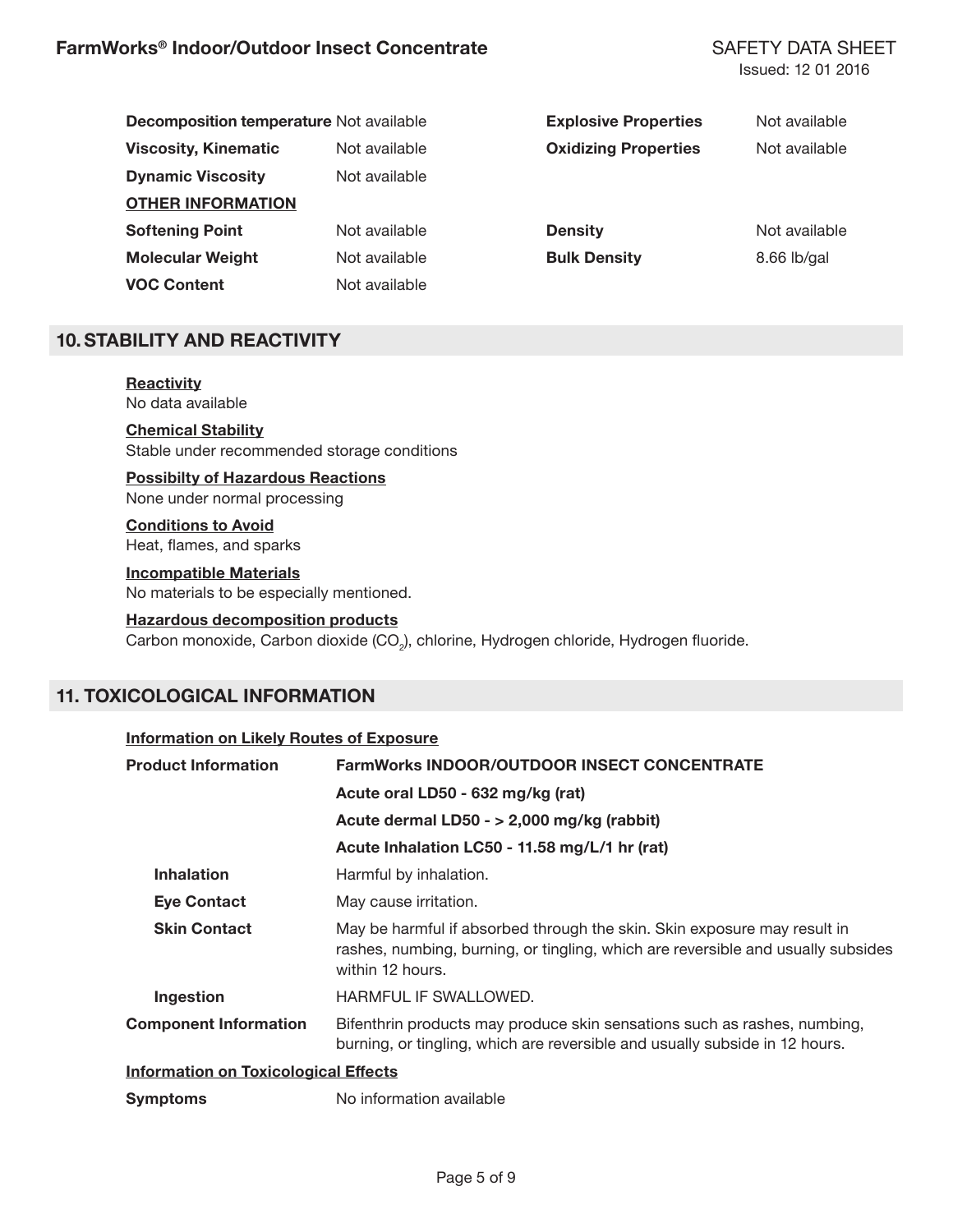| | | | |
|---|---|---|---|
| **Decomposition temperature** | Not available | **Explosive Properties** | Not available |
| **Viscosity, Kinematic** | Not available | **Oxidizing Properties** | Not available |
| **Dynamic Viscosity** | Not available | | |

**OTHER INFORMATION**

| | | | |
|---|---|---|---|
| **Softening Point** | Not available | **Density** | Not available |
| **Molecular Weight** | Not available | **Bulk Density** | 8.66 lb/gal |
| **VOC Content** | Not available | | |

## 10. STABILITY AND REACTIVITY

**Reactivity**
No data available

**Chemical Stability**
Stable under recommended storage conditions

**Possibilty of Hazardous Reactions**
None under normal processing

**Conditions to Avoid**
Heat, flames, and sparks

**Incompatible Materials**
No materials to be especially mentioned.

**Hazardous decomposition products**
Carbon monoxide, Carbon dioxide ($CO_2$), chlorine, Hydrogen chloride, Hydrogen fluoride.

## 11. TOXICOLOGICAL INFORMATION

**Information on Likely Routes of Exposure**

| | |
|---|---|
| **Product Information** | **FarmWorks INDOOR/OUTDOOR INSECT CONCENTRATE** |
| | **Acute oral LD50 - 632 mg/kg (rat)** |
| | **Acute dermal LD50 - > 2,000 mg/kg (rabbit)** |
| | **Acute Inhalation LC50 - 11.58 mg/L/1 hr (rat)** |
| **Inhalation** | Harmful by inhalation. |
| **Eye Contact** | May cause irritation. |
| **Skin Contact** | May be harmful if absorbed through the skin. Skin exposure may result in rashes, numbing, burning, or tingling, which are reversible and usually subsides within 12 hours. |
| **Ingestion** | HARMFUL IF SWALLOWED. |
| **Component Information** | Bifenthrin products may produce skin sensations such as rashes, numbing, burning, or tingling, which are reversible and usually subside in 12 hours. |

**Information on Toxicological Effects**

| | |
|---|---|
| **Symptoms** | No information available |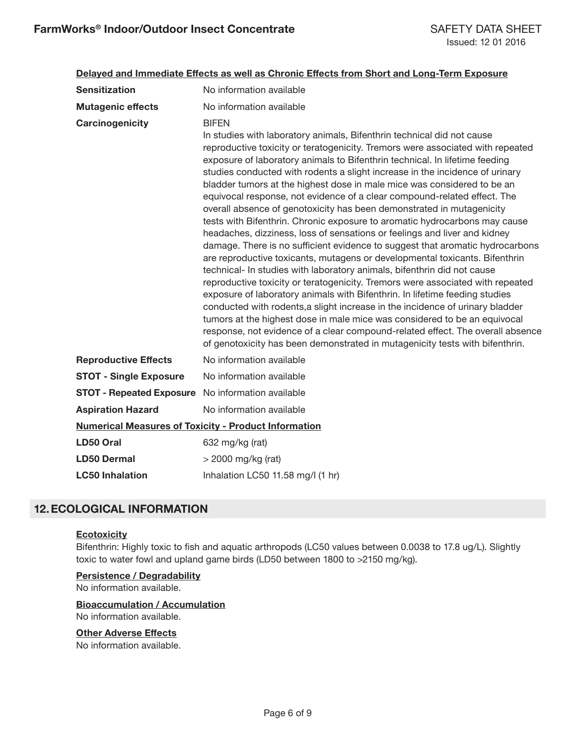**Delayed and Immediate Effects as well as Chronic Effects from Short and Long-Term Exposure**

| | |
|---|---|
| **Sensitization** | No information available |
| **Mutagenic effects** | No information available |
| **Carcinogenicity** | BIFEN<br>In studies with laboratory animals, Bifenthrin technical did not cause reproductive toxicity or teratogenicity. Tremors were associated with repeated exposure of laboratory animals to Bifenthrin technical. In lifetime feeding studies conducted with rodents a slight increase in the incidence of urinary bladder tumors at the highest dose in male mice was considered to be an equivocal response, not evidence of a clear compound-related effect. The overall absence of genotoxicity has been demonstrated in mutagenicity tests with Bifenthrin. Chronic exposure to aromatic hydrocarbons may cause headaches, dizziness, loss of sensations or feelings and liver and kidney damage. There is no sufficient evidence to suggest that aromatic hydrocarbons are reproductive toxicants, mutagens or developmental toxicants. Bifenthrin technical- In studies with laboratory animals, bifenthrin did not cause reproductive toxicity or teratogenicity. Tremors were associated with repeated exposure of laboratory animals with Bifenthrin. In lifetime feeding studies conducted with rodents,a slight increase in the incidence of urinary bladder tumors at the highest dose in male mice was considered to be an equivocal response, not evidence of a clear compound-related effect. The overall absence of genotoxicity has been demonstrated in mutagenicity tests with bifenthrin. |
| **Reproductive Effects** | No information available |
| **STOT - Single Exposure** | No information available |
| **STOT - Repeated Exposure** | No information available |
| **Aspiration Hazard** | No information available |

**Numerical Measures of Toxicity - Product Information**

| | |
|---|---|
| **LD50 Oral** | 632 mg/kg (rat) |
| **LD50 Dermal** | > 2000 mg/kg (rat) |
| **LC50 Inhalation** | Inhalation LC50 11.58 mg/l (1 hr) |

## 12. ECOLOGICAL INFORMATION

**Ecotoxicity**

Bifenthrin: Highly toxic to fish and aquatic arthropods (LC50 values between 0.0038 to 17.8 ug/L). Slightly toxic to water fowl and upland game birds (LD50 between 1800 to >2150 mg/kg).

**Persistence / Degradability**

No information available.

**Bioaccumulation / Accumulation**

No information available.

**Other Adverse Effects**

No information available.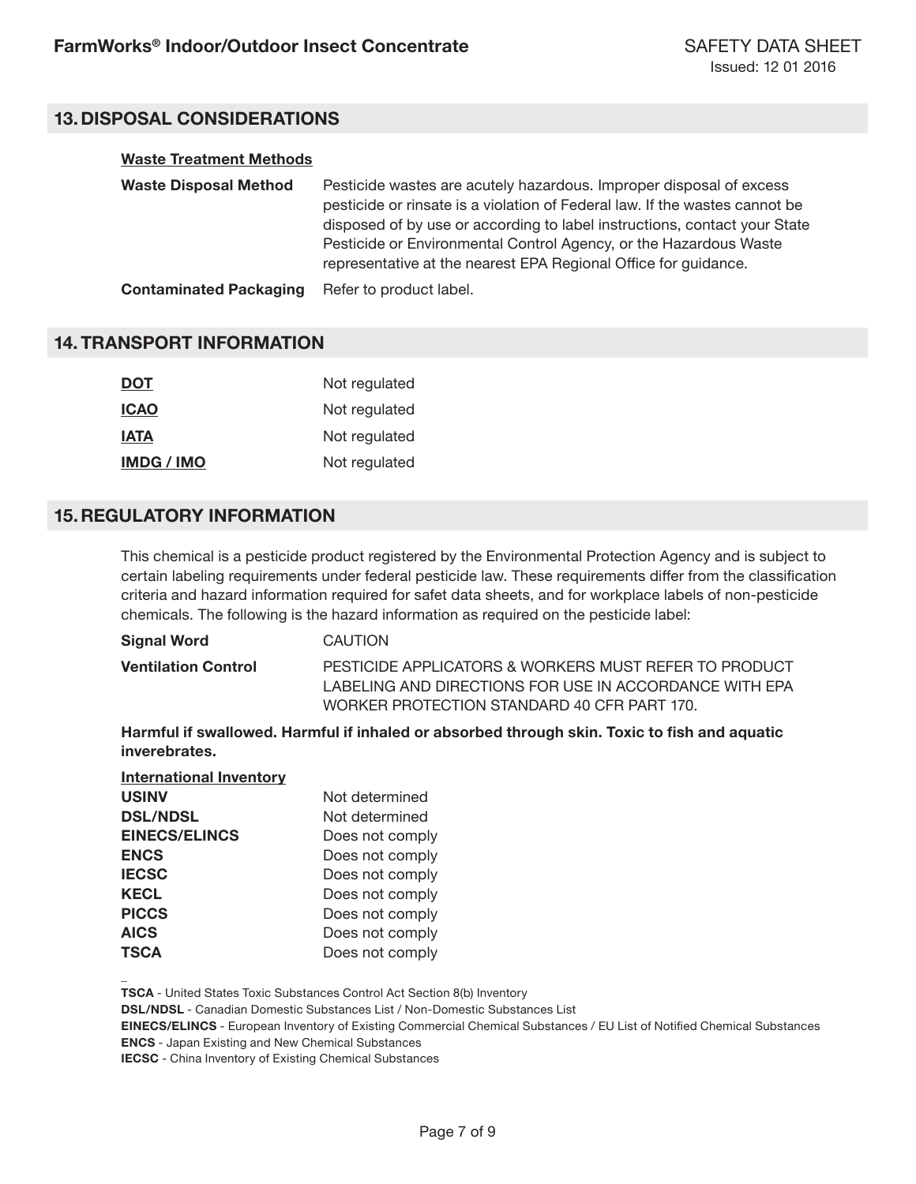## 13. DISPOSAL CONSIDERATIONS

**Waste Treatment Methods**

| | |
|---|---|
| **Waste Disposal Method** | Pesticide wastes are acutely hazardous. Improper disposal of excess pesticide or rinsate is a violation of Federal law. If the wastes cannot be disposed of by use or according to label instructions, contact your State Pesticide or Environmental Control Agency, or the Hazardous Waste representative at the nearest EPA Regional Office for guidance. |
| **Contaminated Packaging** | Refer to product label. |

## 14. TRANSPORT INFORMATION

| | |
|---|---|
| **DOT** | Not regulated |
| **ICAO** | Not regulated |
| **IATA** | Not regulated |
| **IMDG / IMO** | Not regulated |

## 15. REGULATORY INFORMATION

This chemical is a pesticide product registered by the Environmental Protection Agency and is subject to certain labeling requirements under federal pesticide law. These requirements differ from the classification criteria and hazard information required for safet data sheets, and for workplace labels of non-pesticide chemicals. The following is the hazard information as required on the pesticide label:

| | |
|---|---|
| **Signal Word** | CAUTION |
| **Ventilation Control** | PESTICIDE APPLICATORS & WORKERS MUST REFER TO PRODUCT LABELING AND DIRECTIONS FOR USE IN ACCORDANCE WITH EPA WORKER PROTECTION STANDARD 40 CFR PART 170. |

**Harmful if swallowed. Harmful if inhaled or absorbed through skin. Toxic to fish and aquatic inverebrates.**

**International Inventory**

| | |
|---|---|
| **USINV** | Not determined |
| **DSL/NDSL** | Not determined |
| **EINECS/ELINCS** | Does not comply |
| **ENCS** | Does not comply |
| **IECSC** | Does not comply |
| **KECL** | Does not comply |
| **PICCS** | Does not comply |
| **AICS** | Does not comply |
| **TSCA** | Does not comply |

**TSCA** - United States Toxic Substances Control Act Section 8(b) Inventory
**DSL/NDSL** - Canadian Domestic Substances List / Non-Domestic Substances List
**EINECS/ELINCS** - European Inventory of Existing Commercial Chemical Substances / EU List of Notified Chemical Substances
**ENCS** - Japan Existing and New Chemical Substances
**IECSC** - China Inventory of Existing Chemical Substances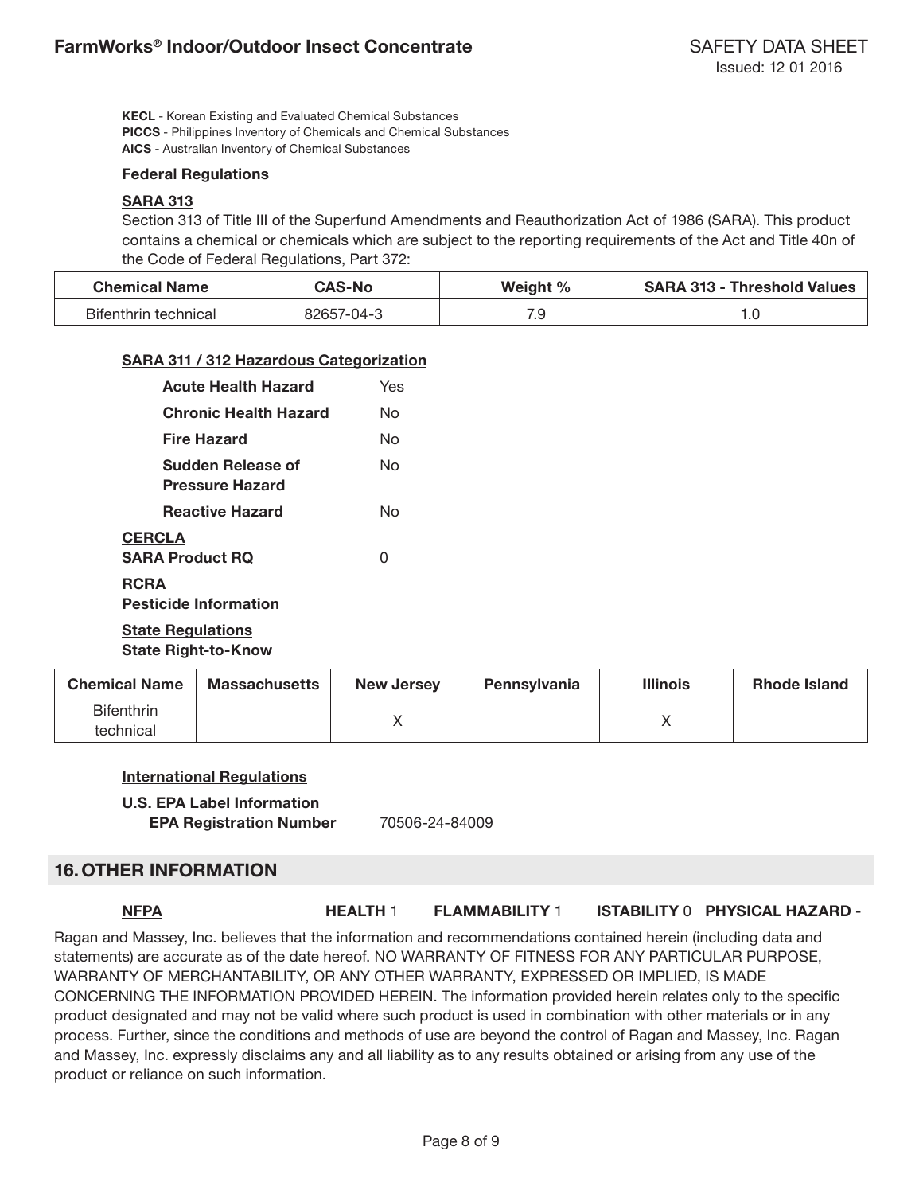**KECL** - Korean Existing and Evaluated Chemical Substances
**PICCS** - Philippines Inventory of Chemicals and Chemical Substances
**AICS** - Australian Inventory of Chemical Substances

**Federal Regulations**

**SARA 313**

Section 313 of Title III of the Superfund Amendments and Reauthorization Act of 1986 (SARA). This product contains a chemical or chemicals which are subject to the reporting requirements of the Act and Title 40n of the Code of Federal Regulations, Part 372:

| Chemical Name | CAS-No | Weight % | SARA 313 - Threshold Values |
|---|---|---|---|
| Bifenthrin technical | 82657-04-3 | 7.9 | 1.0 |

**SARA 311 / 312 Hazardous Categorization**

| | |
|---|---|
| **Acute Health Hazard** | Yes |
| **Chronic Health Hazard** | No |
| **Fire Hazard** | No |
| **Sudden Release of Pressure Hazard** | No |
| **Reactive Hazard** | No |

**CERCLA**

**SARA Product RQ** 0

**RCRA**

**Pesticide Information**

**State Regulations**

**State Right-to-Know**

| Chemical Name | Massachusetts | New Jersey | Pennsylvania | Illinois | Rhode Island |
|---|---|---|---|---|---|
| Bifenthrin technical | | X | | X | |

**International Regulations**

**U.S. EPA Label Information**

**EPA Registration Number** 70506-24-84009

## 16. OTHER INFORMATION

**NFPA** **HEALTH** 1 **FLAMMABILITY** 1 **ISTABILITY** 0 **PHYSICAL HAZARD** -

Ragan and Massey, Inc. believes that the information and recommendations contained herein (including data and statements) are accurate as of the date hereof. NO WARRANTY OF FITNESS FOR ANY PARTICULAR PURPOSE, WARRANTY OF MERCHANTABILITY, OR ANY OTHER WARRANTY, EXPRESSED OR IMPLIED, IS MADE CONCERNING THE INFORMATION PROVIDED HEREIN. The information provided herein relates only to the specific product designated and may not be valid where such product is used in combination with other materials or in any process. Further, since the conditions and methods of use are beyond the control of Ragan and Massey, Inc. Ragan and Massey, Inc. expressly disclaims any and all liability as to any results obtained or arising from any use of the product or reliance on such information.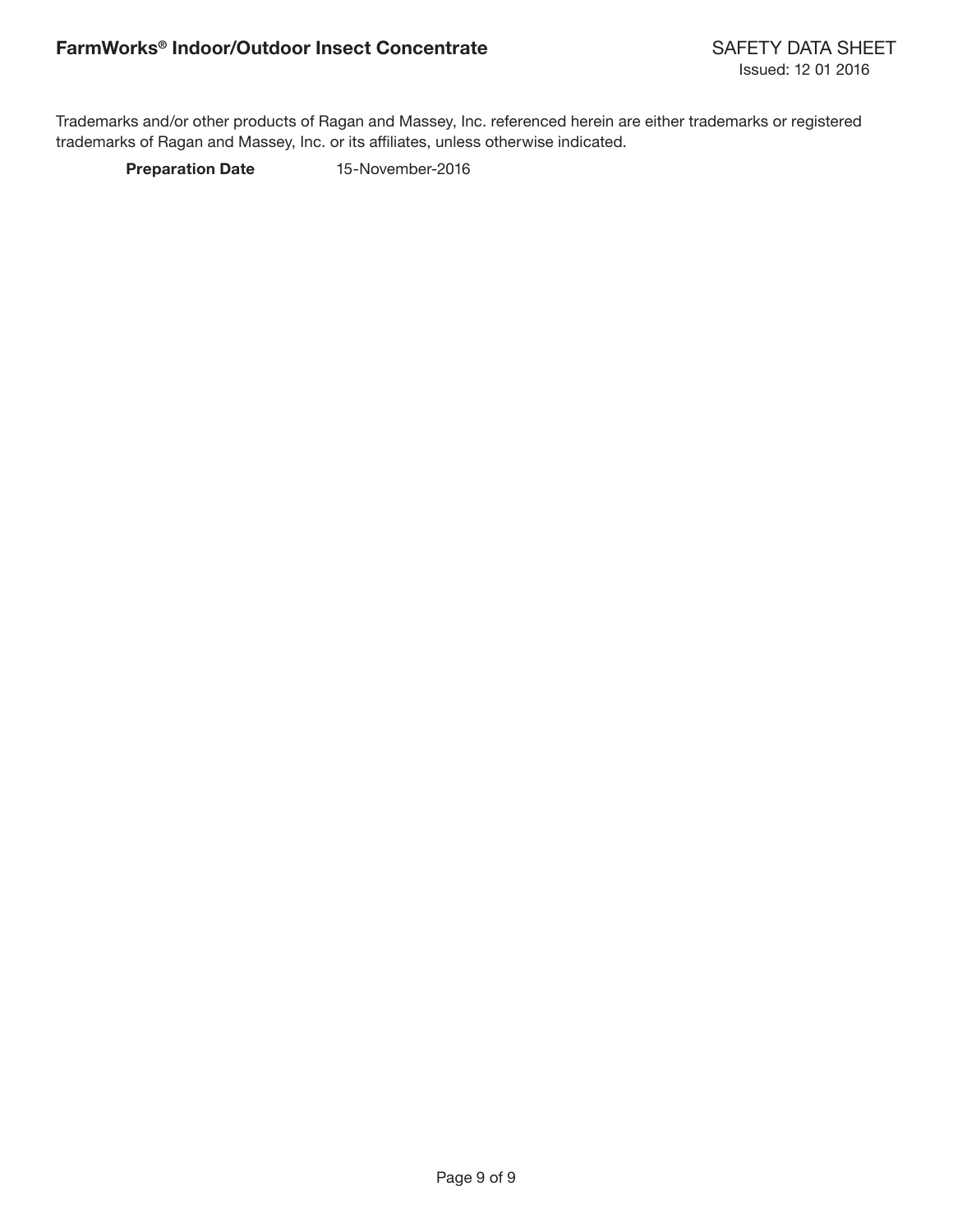Trademarks and/or other products of Ragan and Massey, Inc. referenced herein are either trademarks or registered trademarks of Ragan and Massey, Inc. or its affiliates, unless otherwise indicated.

**Preparation Date** 15-November-2016